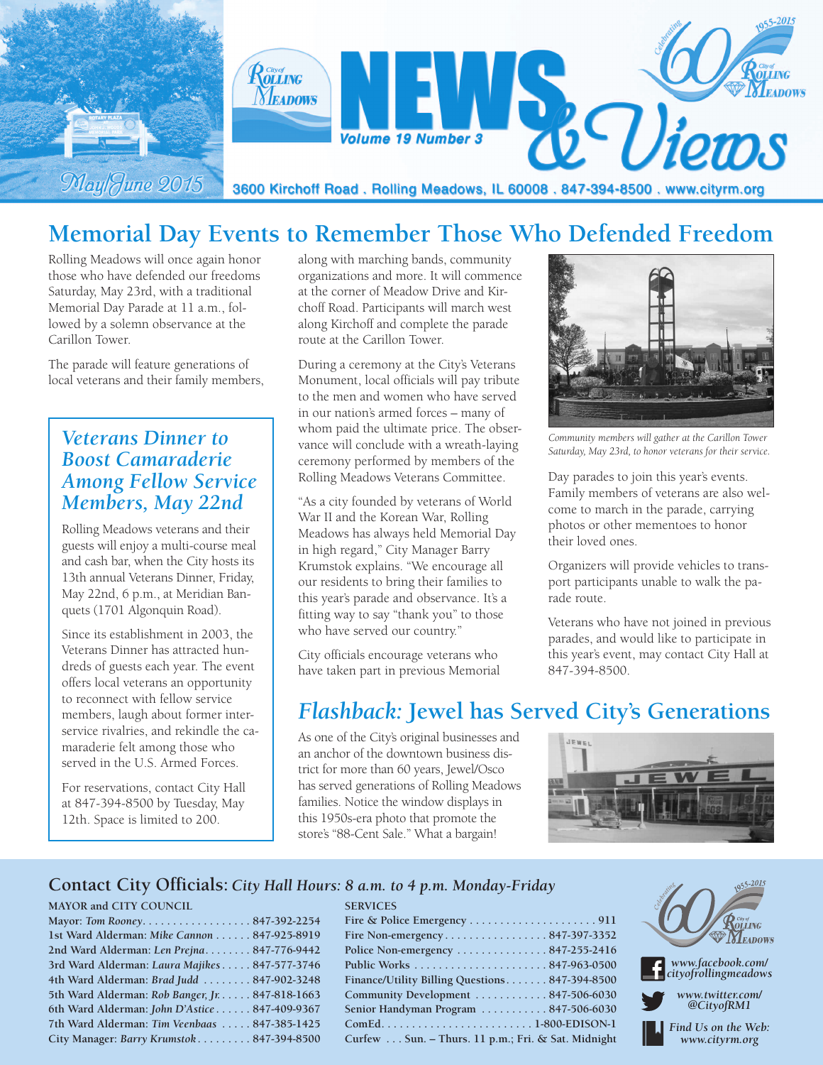# NEWS & Views

City of Rolling Meadows

Volume 19 Number 3

May/June 2015

3600 Kirchoff Road . Rolling Meadows, IL 60008 . 847-394-8500 . www.cityrm.org

Celebrating 60 1955-2015 City of Rolling Meadows

## Memorial Day Events to Remember Those Who Defended Freedom

Rolling Meadows will once again honor those who have defended our freedoms Saturday, May 23rd, with a traditional Memorial Day Parade at 11 a.m., followed by a solemn observance at the Carillon Tower.

The parade will feature generations of local veterans and their family members, along with marching bands, community organizations and more. It will commence at the corner of Meadow Drive and Kirchoff Road. Participants will march west along Kirchoff and complete the parade route at the Carillon Tower.

During a ceremony at the City's Veterans Monument, local officials will pay tribute to the men and women who have served in our nation's armed forces – many of whom paid the ultimate price. The observance will conclude with a wreath-laying ceremony performed by members of the Rolling Meadows Veterans Committee.

"As a city founded by veterans of World War II and the Korean War, Rolling Meadows has always held Memorial Day in high regard," City Manager Barry Krumstok explains. "We encourage all our residents to bring their families to this year's parade and observance. It's a fitting way to say "thank you" to those who have served our country."

City officials encourage veterans who have taken part in previous Memorial Day parades to join this year's events. Family members of veterans are also welcome to march in the parade, carrying photos or other mementoes to honor their loved ones.

*Community members will gather at the Carillon Tower Saturday, May 23rd, to honor veterans for their service.*

Organizers will provide vehicles to transport participants unable to walk the parade route.

Veterans who have not joined in previous parades, and would like to participate in this year's event, may contact City Hall at 847-394-8500.

### *Veterans Dinner to Boost Camaraderie Among Fellow Service Members, May 22nd*

Rolling Meadows veterans and their guests will enjoy a multi-course meal and cash bar, when the City hosts its 13th annual Veterans Dinner, Friday, May 22nd, 6 p.m., at Meridian Banquets (1701 Algonquin Road).

Since its establishment in 2003, the Veterans Dinner has attracted hundreds of guests each year. The event offers local veterans an opportunity to reconnect with fellow service members, laugh about former interservice rivalries, and rekindle the camaraderie felt among those who served in the U.S. Armed Forces.

For reservations, contact City Hall at 847-394-8500 by Tuesday, May 12th. Space is limited to 200.

## *Flashback:* Jewel has Served City's Generations

As one of the City's original businesses and an anchor of the downtown business district for more than 60 years, Jewel/Osco has served generations of Rolling Meadows families. Notice the window displays in this 1950s-era photo that promote the store's "88-Cent Sale." What a bargain!

## Contact City Officials: *City Hall Hours: 8 a.m. to 4 p.m. Monday-Friday*

**MAYOR and CITY COUNCIL**

| | |
|---|---|
| Mayor: *Tom Rooney* | 847-392-2254 |
| 1st Ward Alderman: *Mike Cannon* | 847-925-8919 |
| 2nd Ward Alderman: *Len Prejna* | 847-776-9442 |
| 3rd Ward Alderman: *Laura Majikes* | 847-577-3746 |
| 4th Ward Alderman: *Brad Judd* | 847-902-3248 |
| 5th Ward Alderman: *Rob Banger, Jr.* | 847-818-1663 |
| 6th Ward Alderman: *John D'Astice* | 847-409-9367 |
| 7th Ward Alderman: *Tim Veenbaas* | 847-385-1425 |
| City Manager: *Barry Krumstok* | 847-394-8500 |

**SERVICES**

| | |
|---|---|
| Fire & Police Emergency | 911 |
| Fire Non-emergency | 847-397-3352 |
| Police Non-emergency | 847-255-2416 |
| Public Works | 847-963-0500 |
| Finance/Utility Billing Questions | 847-394-8500 |
| Community Development | 847-506-6030 |
| Senior Handyman Program | 847-506-6030 |
| ComEd | 1-800-EDISON-1 |
| Curfew | Sun. – Thurs. 11 p.m.; Fri. & Sat. Midnight |

Celebrating 60 1955-2015 City of Rolling Meadows

*www.facebook.com/cityofrollingmeadows*

*www.twitter.com/@CityofRM1*

*Find Us on the Web: www.cityrm.org*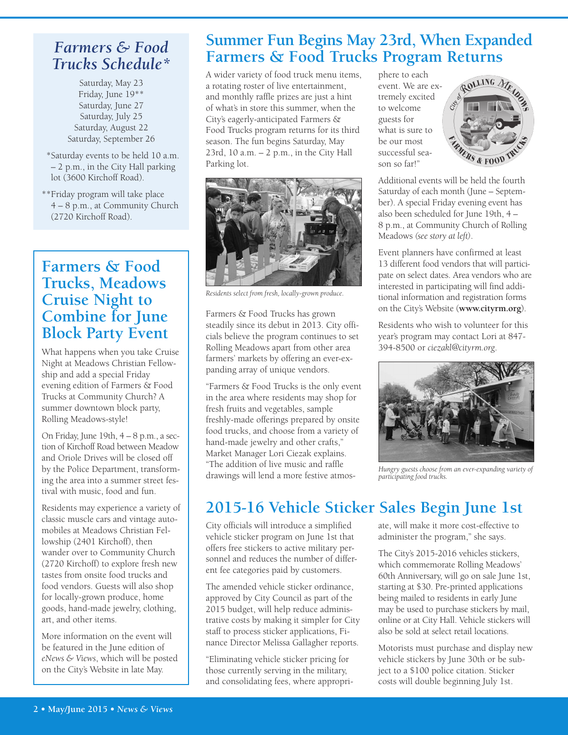## *Farmers & Food Trucks Schedule**

Saturday, May 23
Friday, June 19**
Saturday, June 27
Saturday, July 25
Saturday, August 22
Saturday, September 26

*Saturday events to be held 10 a.m. – 2 p.m., in the City Hall parking lot (3600 Kirchoff Road).

**Friday program will take place 4 – 8 p.m., at Community Church (2720 Kirchoff Road).

## Farmers & Food Trucks, Meadows Cruise Night to Combine for June Block Party Event

What happens when you take Cruise Night at Meadows Christian Fellowship and add a special Friday evening edition of Farmers & Food Trucks at Community Church? A summer downtown block party, Rolling Meadows-style!

On Friday, June 19th, 4 – 8 p.m., a section of Kirchoff Road between Meadow and Oriole Drives will be closed off by the Police Department, transforming the area into a summer street festival with music, food and fun.

Residents may experience a variety of classic muscle cars and vintage automobiles at Meadows Christian Fellowship (2401 Kirchoff), then wander over to Community Church (2720 Kirchoff) to explore fresh new tastes from onsite food trucks and food vendors. Guests will also shop for locally-grown produce, home goods, hand-made jewelry, clothing, art, and other items.

More information on the event will be featured in the June edition of *eNews & Views*, which will be posted on the City's Website in late May.

# Summer Fun Begins May 23rd, When Expanded Farmers & Food Trucks Program Returns

A wider variety of food truck menu items, a rotating roster of live entertainment, and monthly raffle prizes are just a hint of what's in store this summer, when the City's eagerly-anticipated Farmers & Food Trucks program returns for its third season. The fun begins Saturday, May 23rd, 10 a.m. – 2 p.m., in the City Hall Parking lot.

*Residents select from fresh, locally-grown produce.*

Farmers & Food Trucks has grown steadily since its debut in 2013. City officials believe the program continues to set Rolling Meadows apart from other area farmers' markets by offering an ever-expanding array of unique vendors.

"Farmers & Food Trucks is the only event in the area where residents may shop for fresh fruits and vegetables, sample freshly-made offerings prepared by onsite food trucks, and choose from a variety of hand-made jewelry and other crafts," Market Manager Lori Ciezak explains. "The addition of live music and raffle drawings will lend a more festive atmosphere to each event. We are extremely excited to welcome guests for what is sure to be our most successful season so far!"

Additional events will be held the fourth Saturday of each month (June – September). A special Friday evening event has also been scheduled for June 19th, 4 – 8 p.m., at Community Church of Rolling Meadows *(see story at left)*.

Event planners have confirmed at least 13 different food vendors that will participate on select dates. Area vendors who are interested in participating will find additional information and registration forms on the City's Website (**www.cityrm.org**).

Residents who wish to volunteer for this year's program may contact Lori at 847-394-8500 or *ciezakl@cityrm.org*.

*Hungry guests choose from an ever-expanding variety of participating food trucks.*

# 2015-16 Vehicle Sticker Sales Begin June 1st

City officials will introduce a simplified vehicle sticker program on June 1st that offers free stickers to active military personnel and reduces the number of different fee categories paid by customers.

The amended vehicle sticker ordinance, approved by City Council as part of the 2015 budget, will help reduce administrative costs by making it simpler for City staff to process sticker applications, Finance Director Melissa Gallagher reports.

"Eliminating vehicle sticker pricing for those currently serving in the military, and consolidating fees, where appropriate, will make it more cost-effective to administer the program," she says.

The City's 2015-2016 vehicles stickers, which commemorate Rolling Meadows' 60th Anniversary, will go on sale June 1st, starting at $30. Pre-printed applications being mailed to residents in early June may be used to purchase stickers by mail, online or at City Hall. Vehicle stickers will also be sold at select retail locations.

Motorists must purchase and display new vehicle stickers by June 30th or be subject to a $100 police citation. Sticker costs will double beginning July 1st.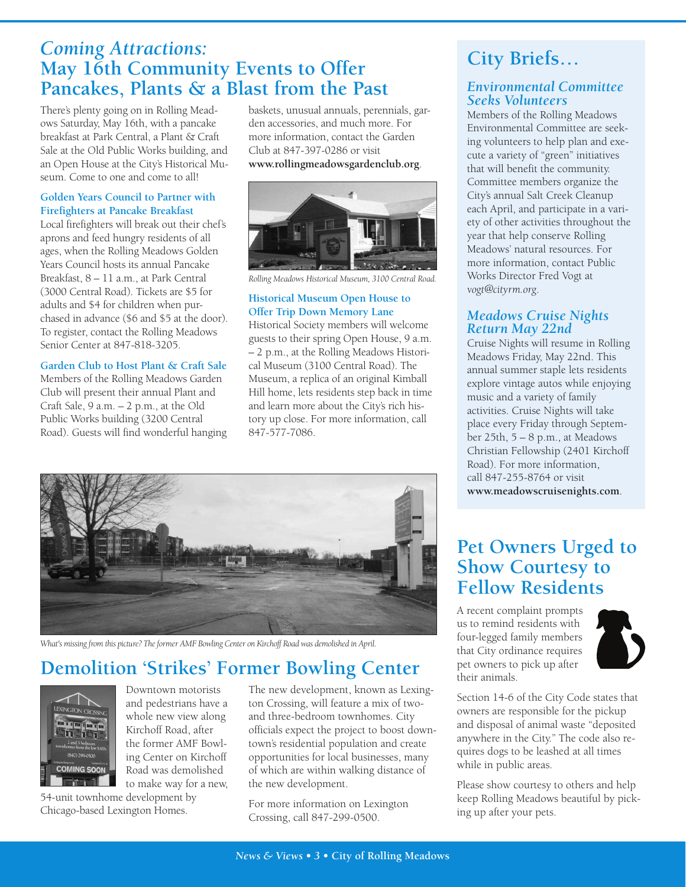# *Coming Attractions:* May 16th Community Events to Offer Pancakes, Plants & a Blast from the Past

There's plenty going on in Rolling Meadows Saturday, May 16th, with a pancake breakfast at Park Central, a Plant & Craft Sale at the Old Public Works building, and an Open House at the City's Historical Museum. Come to one and come to all!

### Golden Years Council to Partner with Firefighters at Pancake Breakfast

Local firefighters will break out their chef's aprons and feed hungry residents of all ages, when the Rolling Meadows Golden Years Council hosts its annual Pancake Breakfast, 8 – 11 a.m., at Park Central (3000 Central Road). Tickets are $5 for adults and $4 for children when purchased in advance ($6 and $5 at the door). To register, contact the Rolling Meadows Senior Center at 847-818-3205.

### Garden Club to Host Plant & Craft Sale

Members of the Rolling Meadows Garden Club will present their annual Plant and Craft Sale, 9 a.m. – 2 p.m., at the Old Public Works building (3200 Central Road). Guests will find wonderful hanging baskets, unusual annuals, perennials, garden accessories, and much more. For more information, contact the Garden Club at 847-397-0286 or visit **www.rollingmeadowsgardenclub.org**.

*Rolling Meadows Historical Museum, 3100 Central Road.*

### Historical Museum Open House to Offer Trip Down Memory Lane

Historical Society members will welcome guests to their spring Open House, 9 a.m. – 2 p.m., at the Rolling Meadows Historical Museum (3100 Central Road). The Museum, a replica of an original Kimball Hill home, lets residents step back in time and learn more about the City's rich history up close. For more information, call 847-577-7086.

*What's missing from this picture? The former AMF Bowling Center on Kirchoff Road was demolished in April.*

# Demolition 'Strikes' Former Bowling Center

Downtown motorists and pedestrians have a whole new view along Kirchoff Road, after the former AMF Bowling Center on Kirchoff Road was demolished to make way for a new, 54-unit townhome development by Chicago-based Lexington Homes.

The new development, known as Lexington Crossing, will feature a mix of two- and three-bedroom townhomes. City officials expect the project to boost downtown's residential population and create opportunities for local businesses, many of which are within walking distance of the new development.

For more information on Lexington Crossing, call 847-299-0500.

# City Briefs…

### *Environmental Committee Seeks Volunteers*

Members of the Rolling Meadows Environmental Committee are seeking volunteers to help plan and execute a variety of "green" initiatives that will benefit the community. Committee members organize the City's annual Salt Creek Cleanup each April, and participate in a variety of other activities throughout the year that help conserve Rolling Meadows' natural resources. For more information, contact Public Works Director Fred Vogt at *vogt@cityrm.org*.

### *Meadows Cruise Nights Return May 22nd*

Cruise Nights will resume in Rolling Meadows Friday, May 22nd. This annual summer staple lets residents explore vintage autos while enjoying music and a variety of family activities. Cruise Nights will take place every Friday through September 25th, 5 – 8 p.m., at Meadows Christian Fellowship (2401 Kirchoff Road). For more information, call 847-255-8764 or visit **www.meadowscruisenights.com**.

# Pet Owners Urged to Show Courtesy to Fellow Residents

A recent complaint prompts us to remind residents with four-legged family members that City ordinance requires pet owners to pick up after their animals.

Section 14-6 of the City Code states that owners are responsible for the pickup and disposal of animal waste "deposited anywhere in the City." The code also requires dogs to be leashed at all times while in public areas.

Please show courtesy to others and help keep Rolling Meadows beautiful by picking up after your pets.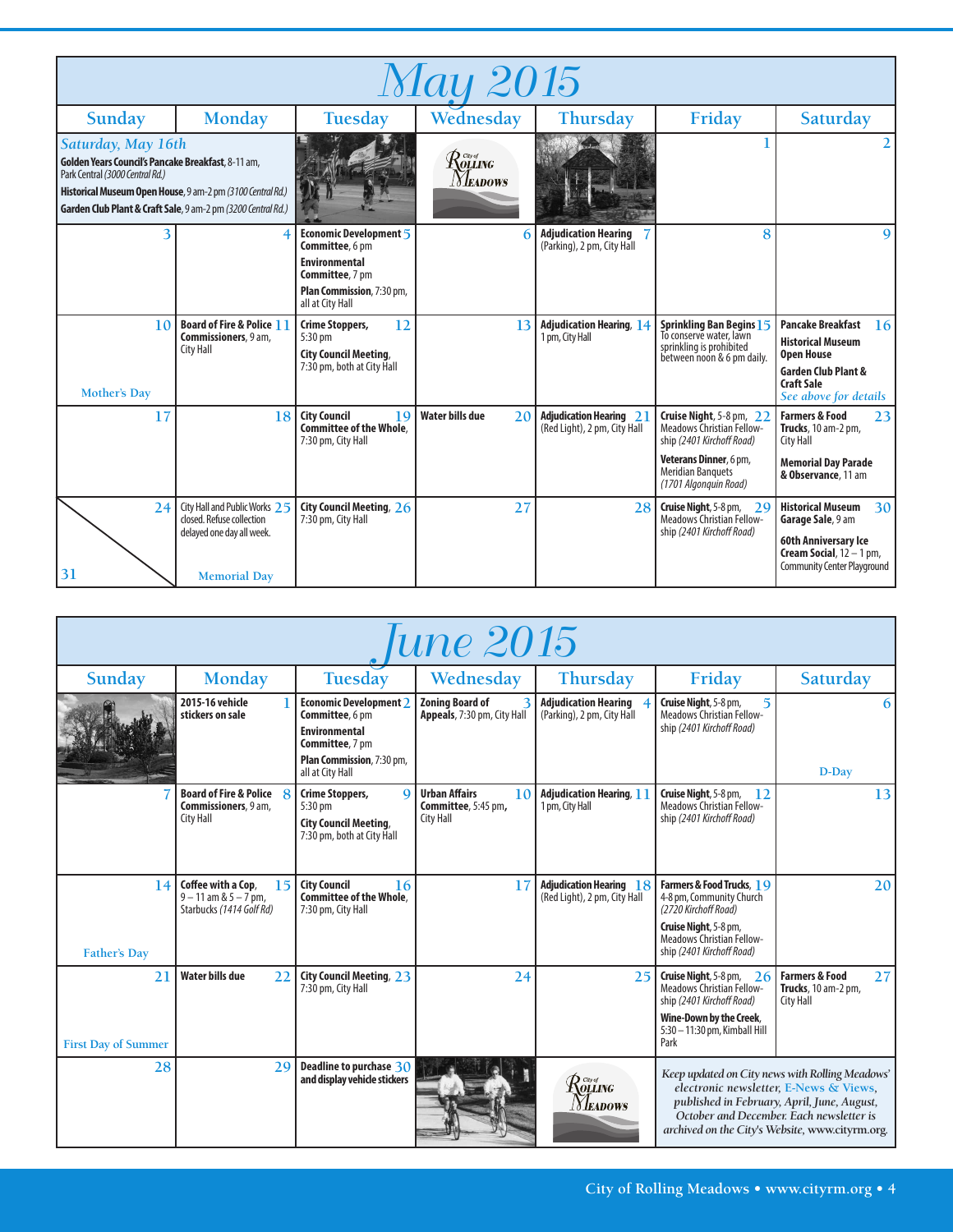# May 2015

| Sunday | Monday | Tuesday | Wednesday | Thursday | Friday | Saturday |
|---|---|---|---|---|---|---|
| *Saturday, May 16th* **Golden Years Council's Pancake Breakfast**, 8-11 am, Park Central *(3000 Central Rd.)* **Historical Museum Open House**, 9 am-2 pm *(3100 Central Rd.)* **Garden Club Plant & Craft Sale**, 9 am-2 pm *(3200 Central Rd.)* | | | | | 1 | 2 |
| 3 | 4 | 5 **Economic Development Committee**, 6 pm **Environmental Committee**, 7 pm **Plan Commission**, 7:30 pm, all at City Hall | 6 | 7 **Adjudication Hearing** (Parking), 2 pm, City Hall | 8 | 9 |
| 10 Mother's Day | 11 **Board of Fire & Police Commissioners**, 9 am, City Hall | 12 **Crime Stoppers**, 5:30 pm **City Council Meeting**, 7:30 pm, both at City Hall | 13 | 14 **Adjudication Hearing**, 1 pm, City Hall | 15 **Sprinkling Ban Begins** To conserve water, lawn sprinkling is prohibited between noon & 6 pm daily. | 16 **Pancake Breakfast** **Historical Museum Open House** **Garden Club Plant & Craft Sale** *See above for details* |
| 17 | 18 | 19 **City Council Committee of the Whole**, 7:30 pm, City Hall | 20 **Water bills due** | 21 **Adjudication Hearing** (Red Light), 2 pm, City Hall | 22 **Cruise Night**, 5-8 pm, Meadows Christian Fellowship *(2401 Kirchoff Road)* **Veterans Dinner**, 6 pm, Meridian Banquets *(1701 Algonquin Road)* | 23 **Farmers & Food Trucks**, 10 am-2 pm, City Hall **Memorial Day Parade & Observance**, 11 am |
| 24 / 31 | 25 City Hall and Public Works closed. Refuse collection delayed one day all week. Memorial Day | 26 **City Council Meeting**, 7:30 pm, City Hall | 27 | 28 | 29 **Cruise Night**, 5-8 pm, Meadows Christian Fellowship *(2401 Kirchoff Road)* | 30 **Historical Museum Garage Sale**, 9 am **60th Anniversary Ice Cream Social**, 12 – 1 pm, Community Center Playground |

# June 2015

| Sunday | Monday | Tuesday | Wednesday | Thursday | Friday | Saturday |
|---|---|---|---|---|---|---|
| | 1 **2015-16 vehicle stickers on sale** | 2 **Economic Development Committee**, 6 pm **Environmental Committee**, 7 pm **Plan Commission**, 7:30 pm, all at City Hall | 3 **Zoning Board of Appeals**, 7:30 pm, City Hall | 4 **Adjudication Hearing** (Parking), 2 pm, City Hall | 5 **Cruise Night**, 5-8 pm, Meadows Christian Fellowship *(2401 Kirchoff Road)* | 6 D-Day |
| 7 | 8 **Board of Fire & Police Commissioners**, 9 am, City Hall | 9 **Crime Stoppers**, 5:30 pm **City Council Meeting**, 7:30 pm, both at City Hall | 10 **Urban Affairs Committee**, 5:45 pm, City Hall | 11 **Adjudication Hearing**, 1 pm, City Hall | 12 **Cruise Night**, 5-8 pm, Meadows Christian Fellowship *(2401 Kirchoff Road)* | 13 |
| 14 Father's Day | 15 **Coffee with a Cop**, 9 – 11 am & 5 – 7 pm, Starbucks *(1414 Golf Rd)* | 16 **City Council Committee of the Whole**, 7:30 pm, City Hall | 17 | 18 **Adjudication Hearing** (Red Light), 2 pm, City Hall | 19 **Farmers & Food Trucks**, 4-8 pm, Community Church *(2720 Kirchoff Road)* **Cruise Night**, 5-8 pm, Meadows Christian Fellowship *(2401 Kirchoff Road)* | 20 |
| 21 First Day of Summer | 22 **Water bills due** | 23 **City Council Meeting**, 7:30 pm, City Hall | 24 | 25 | 26 **Cruise Night**, 5-8 pm, Meadows Christian Fellowship *(2401 Kirchoff Road)* **Wine-Down by the Creek**, 5:30 – 11:30 pm, Kimball Hill Park | 27 **Farmers & Food Trucks**, 10 am-2 pm, City Hall |
| 28 | 29 | 30 **Deadline to purchase and display vehicle stickers** | | | *Keep updated on City news with Rolling Meadows' electronic newsletter, E-News & Views, published in February, April, June, August, October and December. Each newsletter is archived on the City's Website, www.cityrm.org.* | |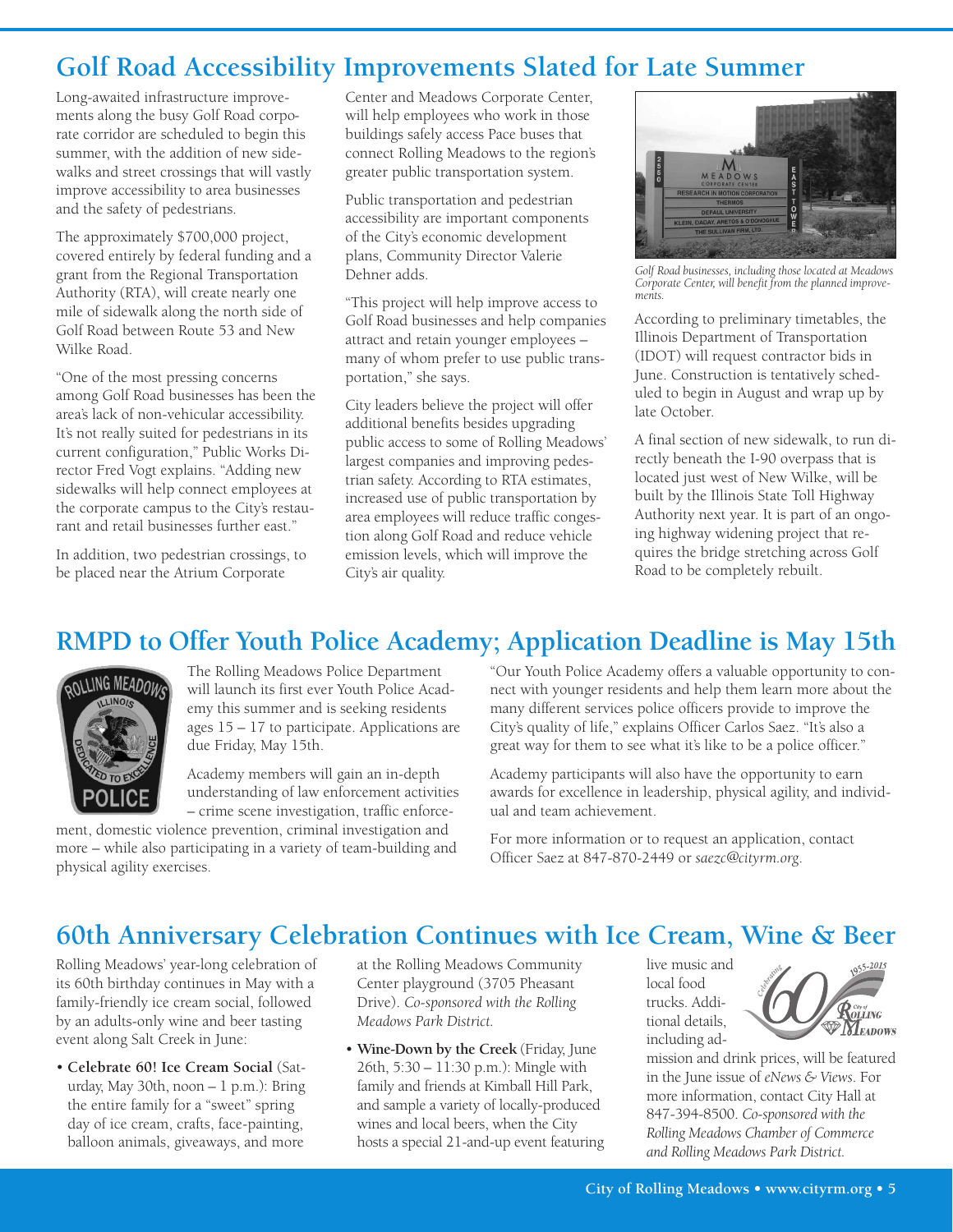## Golf Road Accessibility Improvements Slated for Late Summer

Long-awaited infrastructure improvements along the busy Golf Road corporate corridor are scheduled to begin this summer, with the addition of new sidewalks and street crossings that will vastly improve accessibility to area businesses and the safety of pedestrians.

The approximately $700,000 project, covered entirely by federal funding and a grant from the Regional Transportation Authority (RTA), will create nearly one mile of sidewalk along the north side of Golf Road between Route 53 and New Wilke Road.

"One of the most pressing concerns among Golf Road businesses has been the area's lack of non-vehicular accessibility. It's not really suited for pedestrians in its current configuration," Public Works Director Fred Vogt explains. "Adding new sidewalks will help connect employees at the corporate campus to the City's restaurant and retail businesses further east."

In addition, two pedestrian crossings, to be placed near the Atrium Corporate Center and Meadows Corporate Center, will help employees who work in those buildings safely access Pace buses that connect Rolling Meadows to the region's greater public transportation system.

Public transportation and pedestrian accessibility are important components of the City's economic development plans, Community Director Valerie Dehner adds.

"This project will help improve access to Golf Road businesses and help companies attract and retain younger employees – many of whom prefer to use public transportation," she says.

City leaders believe the project will offer additional benefits besides upgrading public access to some of Rolling Meadows' largest companies and improving pedestrian safety. According to RTA estimates, increased use of public transportation by area employees will reduce traffic congestion along Golf Road and reduce vehicle emission levels, which will improve the City's air quality.

*Golf Road businesses, including those located at Meadows Corporate Center, will benefit from the planned improvements.*

According to preliminary timetables, the Illinois Department of Transportation (IDOT) will request contractor bids in June. Construction is tentatively scheduled to begin in August and wrap up by late October.

A final section of new sidewalk, to run directly beneath the I-90 overpass that is located just west of New Wilke, will be built by the Illinois State Toll Highway Authority next year. It is part of an ongoing highway widening project that requires the bridge stretching across Golf Road to be completely rebuilt.

## RMPD to Offer Youth Police Academy; Application Deadline is May 15th

The Rolling Meadows Police Department will launch its first ever Youth Police Academy this summer and is seeking residents ages 15 – 17 to participate. Applications are due Friday, May 15th.

Academy members will gain an in-depth understanding of law enforcement activities – crime scene investigation, traffic enforcement, domestic violence prevention, criminal investigation and more – while also participating in a variety of team-building and physical agility exercises.

"Our Youth Police Academy offers a valuable opportunity to connect with younger residents and help them learn more about the many different services police officers provide to improve the City's quality of life," explains Officer Carlos Saez. "It's also a great way for them to see what it's like to be a police officer."

Academy participants will also have the opportunity to earn awards for excellence in leadership, physical agility, and individual and team achievement.

For more information or to request an application, contact Officer Saez at 847-870-2449 or *saezc@cityrm.org*.

## 60th Anniversary Celebration Continues with Ice Cream, Wine & Beer

Rolling Meadows' year-long celebration of its 60th birthday continues in May with a family-friendly ice cream social, followed by an adults-only wine and beer tasting event along Salt Creek in June:

- **Celebrate 60! Ice Cream Social** (Saturday, May 30th, noon – 1 p.m.): Bring the entire family for a "sweet" spring day of ice cream, crafts, face-painting, balloon animals, giveaways, and more at the Rolling Meadows Community Center playground (3705 Pheasant Drive). *Co-sponsored with the Rolling Meadows Park District.*
- **Wine-Down by the Creek** (Friday, June 26th, 5:30 – 11:30 p.m.): Mingle with family and friends at Kimball Hill Park, and sample a variety of locally-produced wines and local beers, when the City hosts a special 21-and-up event featuring live music and local food trucks. Additional details, including admission and drink prices, will be featured in the June issue of *eNews & Views*. For more information, contact City Hall at 847-394-8500. *Co-sponsored with the Rolling Meadows Chamber of Commerce and Rolling Meadows Park District.*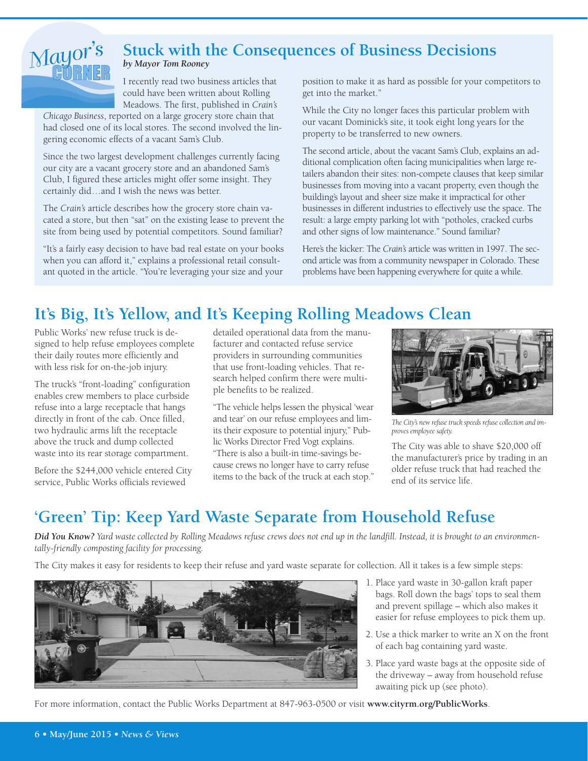## Mayor's Corner

## Stuck with the Consequences of Business Decisions

***by Mayor Tom Rooney***

I recently read two business articles that could have been written about Rolling Meadows. The first, published in *Crain's Chicago Business*, reported on a large grocery store chain that had closed one of its local stores. The second involved the lingering economic effects of a vacant Sam's Club.

Since the two largest development challenges currently facing our city are a vacant grocery store and an abandoned Sam's Club, I figured these articles might offer some insight. They certainly did…and I wish the news was better.

The *Crain's* article describes how the grocery store chain vacated a store, but then "sat" on the existing lease to prevent the site from being used by potential competitors. Sound familiar?

"It's a fairly easy decision to have bad real estate on your books when you can afford it," explains a professional retail consultant quoted in the article. "You're leveraging your size and your position to make it as hard as possible for your competitors to get into the market."

While the City no longer faces this particular problem with our vacant Dominick's site, it took eight long years for the property to be transferred to new owners.

The second article, about the vacant Sam's Club, explains an additional complication often facing municipalities when large retailers abandon their sites: non-compete clauses that keep similar businesses from moving into a vacant property, even though the building's layout and sheer size make it impractical for other businesses in different industries to effectively use the space. The result: a large empty parking lot with "potholes, cracked curbs and other signs of low maintenance." Sound familiar?

Here's the kicker: The *Crain's* article was written in 1997. The second article was from a community newspaper in Colorado. These problems have been happening everywhere for quite a while.

## It's Big, It's Yellow, and It's Keeping Rolling Meadows Clean

Public Works' new refuse truck is designed to help refuse employees complete their daily routes more efficiently and with less risk for on-the-job injury.

The truck's "front-loading" configuration enables crew members to place curbside refuse into a large receptacle that hangs directly in front of the cab. Once filled, two hydraulic arms lift the receptacle above the truck and dump collected waste into its rear storage compartment.

Before the $244,000 vehicle entered City service, Public Works officials reviewed detailed operational data from the manufacturer and contacted refuse service providers in surrounding communities that use front-loading vehicles. That research helped confirm there were multiple benefits to be realized.

"The vehicle helps lessen the physical 'wear and tear' on our refuse employees and limits their exposure to potential injury," Public Works Director Fred Vogt explains. "There is also a built-in time-savings because crews no longer have to carry refuse items to the back of the truck at each stop."

*The City's new refuse truck speeds refuse collection and improves employee safety.*

The City was able to shave $20,000 off the manufacturer's price by trading in an older refuse truck that had reached the end of its service life.

## 'Green' Tip: Keep Yard Waste Separate from Household Refuse

***Did You Know?*** *Yard waste collected by Rolling Meadows refuse crews does not end up in the landfill. Instead, it is brought to an environmentally-friendly composting facility for processing.*

The City makes it easy for residents to keep their refuse and yard waste separate for collection. All it takes is a few simple steps:

1. Place yard waste in 30-gallon kraft paper bags. Roll down the bags' tops to seal them and prevent spillage – which also makes it easier for refuse employees to pick them up.
2. Use a thick marker to write an X on the front of each bag containing yard waste.
3. Place yard waste bags at the opposite side of the driveway – away from household refuse awaiting pick up (see photo).

For more information, contact the Public Works Department at 847-963-0500 or visit **www.cityrm.org/PublicWorks**.